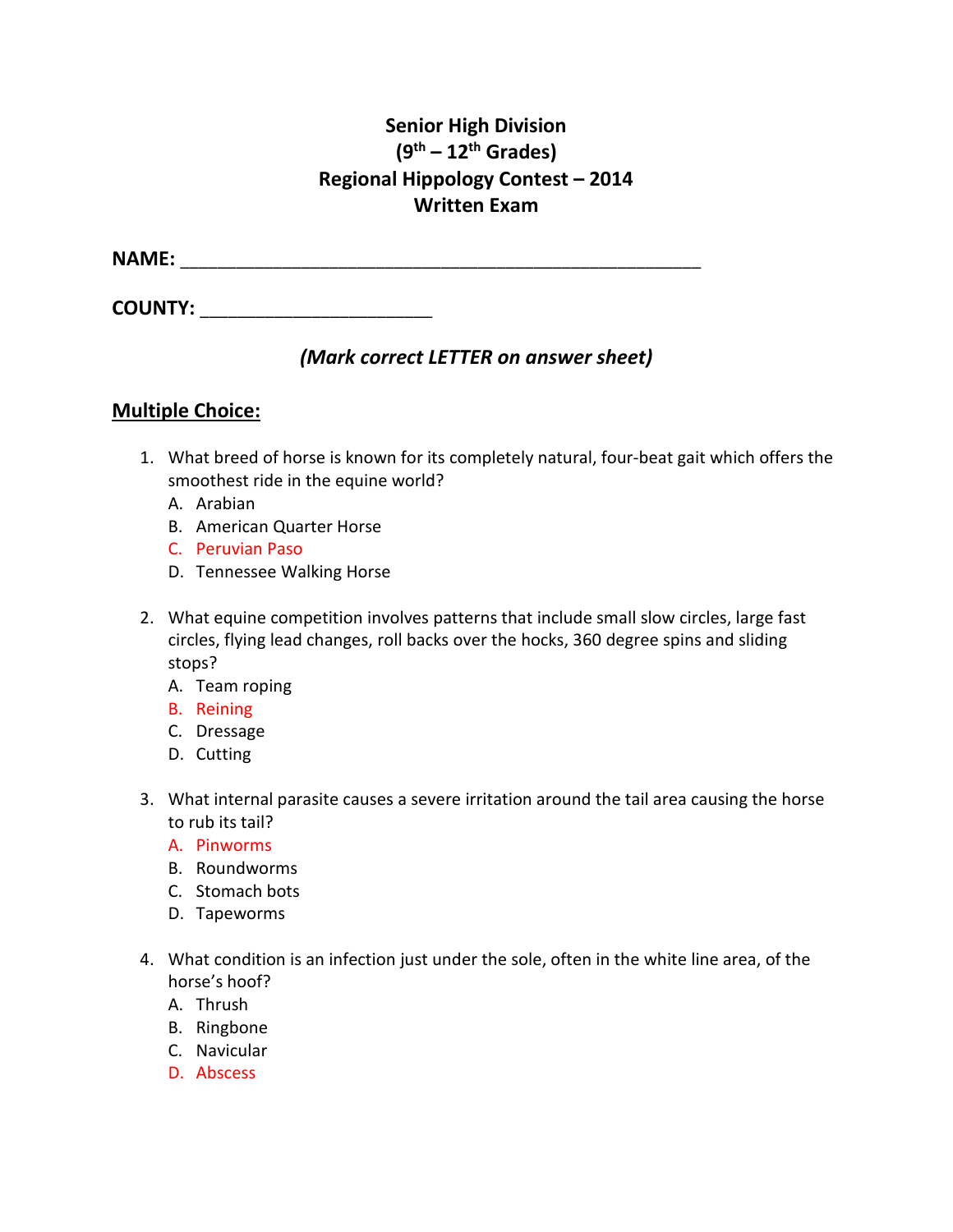# Senior High Division
# ($9^{th}$ – $12^{th}$ Grades)
# Regional Hippology Contest – 2014
# Written Exam

**NAME:** ______________________________________________________

**COUNTY:** ________________________

***(Mark correct LETTER on answer sheet)***

## Multiple Choice:

1. What breed of horse is known for its completely natural, four-beat gait which offers the smoothest ride in the equine world?
   A. Arabian
   B. American Quarter Horse
   C. Peruvian Paso
   D. Tennessee Walking Horse

2. What equine competition involves patterns that include small slow circles, large fast circles, flying lead changes, roll backs over the hocks, 360 degree spins and sliding stops?
   A. Team roping
   B. Reining
   C. Dressage
   D. Cutting

3. What internal parasite causes a severe irritation around the tail area causing the horse to rub its tail?
   A. Pinworms
   B. Roundworms
   C. Stomach bots
   D. Tapeworms

4. What condition is an infection just under the sole, often in the white line area, of the horse's hoof?
   A. Thrush
   B. Ringbone
   C. Navicular
   D. Abscess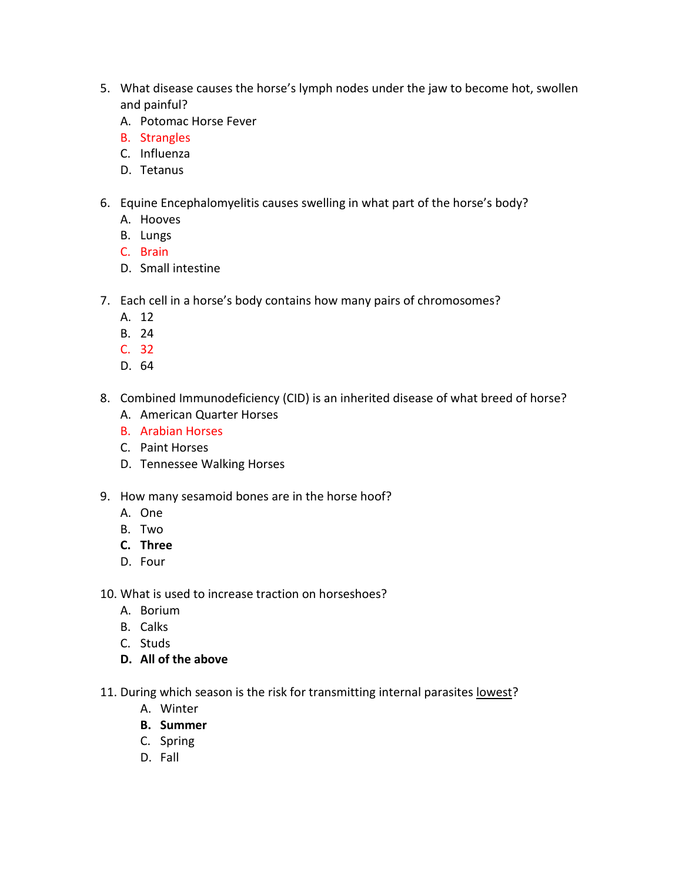5. What disease causes the horse's lymph nodes under the jaw to become hot, swollen and painful?
   A. Potomac Horse Fever
   B. Strangles
   C. Influenza
   D. Tetanus

6. Equine Encephalomyelitis causes swelling in what part of the horse's body?
   A. Hooves
   B. Lungs
   C. Brain
   D. Small intestine

7. Each cell in a horse's body contains how many pairs of chromosomes?
   A. 12
   B. 24
   C. 32
   D. 64

8. Combined Immunodeficiency (CID) is an inherited disease of what breed of horse?
   A. American Quarter Horses
   B. Arabian Horses
   C. Paint Horses
   D. Tennessee Walking Horses

9. How many sesamoid bones are in the horse hoof?
   A. One
   B. Two
   **C. Three**
   D. Four

10. What is used to increase traction on horseshoes?
    A. Borium
    B. Calks
    C. Studs
    **D. All of the above**

11. During which season is the risk for transmitting internal parasites lowest?
    A. Winter
    **B. Summer**
    C. Spring
    D. Fall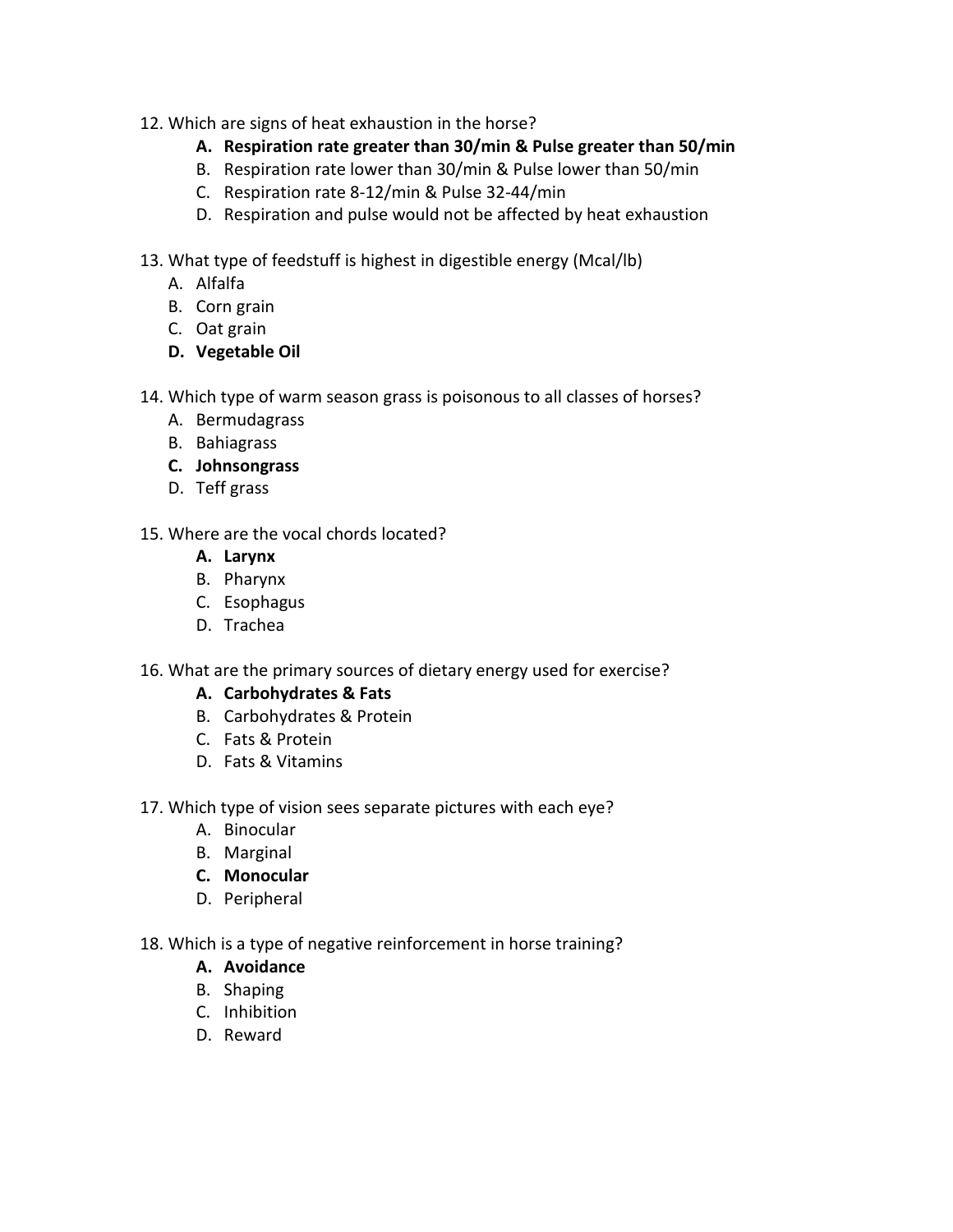12. Which are signs of heat exhaustion in the horse?
    - **A. Respiration rate greater than 30/min & Pulse greater than 50/min**
    - B. Respiration rate lower than 30/min & Pulse lower than 50/min
    - C. Respiration rate 8-12/min & Pulse 32-44/min
    - D. Respiration and pulse would not be affected by heat exhaustion

13. What type of feedstuff is highest in digestible energy (Mcal/lb)
    - A. Alfalfa
    - B. Corn grain
    - C. Oat grain
    - **D. Vegetable Oil**

14. Which type of warm season grass is poisonous to all classes of horses?
    - A. Bermudagrass
    - B. Bahiagrass
    - **C. Johnsongrass**
    - D. Teff grass

15. Where are the vocal chords located?
    - **A. Larynx**
    - B. Pharynx
    - C. Esophagus
    - D. Trachea

16. What are the primary sources of dietary energy used for exercise?
    - **A. Carbohydrates & Fats**
    - B. Carbohydrates & Protein
    - C. Fats & Protein
    - D. Fats & Vitamins

17. Which type of vision sees separate pictures with each eye?
    - A. Binocular
    - B. Marginal
    - **C. Monocular**
    - D. Peripheral

18. Which is a type of negative reinforcement in horse training?
    - **A. Avoidance**
    - B. Shaping
    - C. Inhibition
    - D. Reward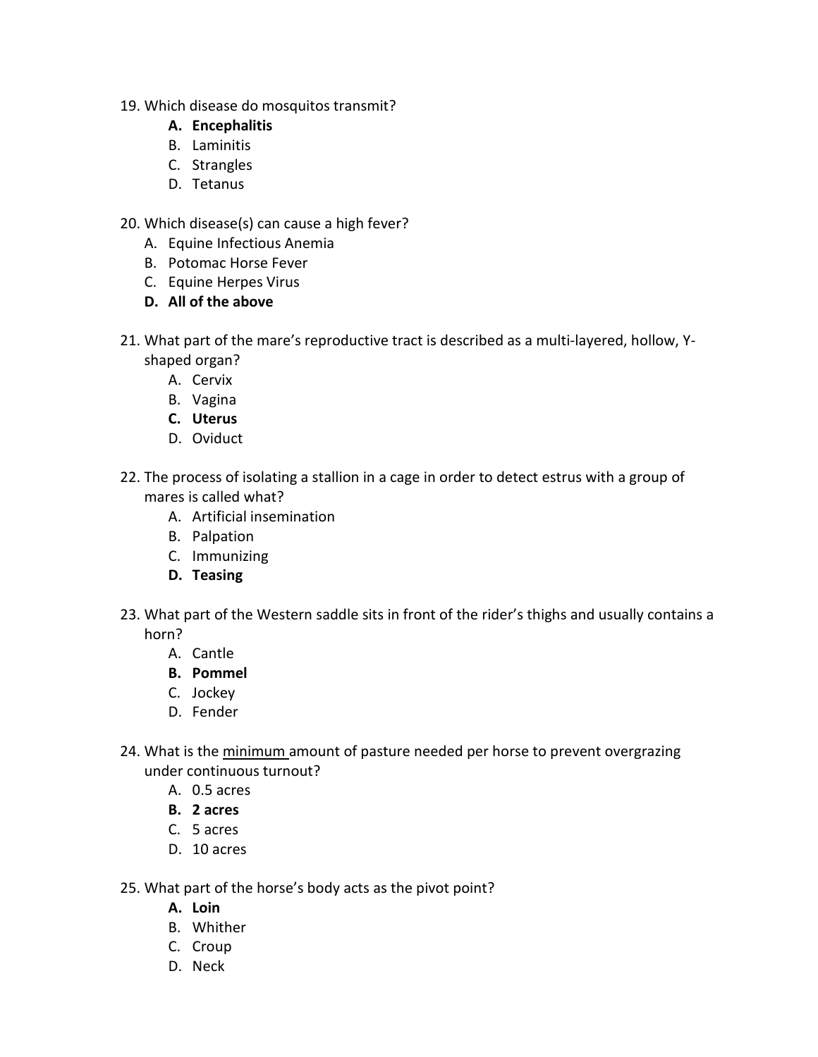19. Which disease do mosquitos transmit?
    - **A. Encephalitis**
    - B. Laminitis
    - C. Strangles
    - D. Tetanus

20. Which disease(s) can cause a high fever?
    - A. Equine Infectious Anemia
    - B. Potomac Horse Fever
    - C. Equine Herpes Virus
    - **D. All of the above**

21. What part of the mare's reproductive tract is described as a multi-layered, hollow, Y-shaped organ?
    - A. Cervix
    - B. Vagina
    - **C. Uterus**
    - D. Oviduct

22. The process of isolating a stallion in a cage in order to detect estrus with a group of mares is called what?
    - A. Artificial insemination
    - B. Palpation
    - C. Immunizing
    - **D. Teasing**

23. What part of the Western saddle sits in front of the rider's thighs and usually contains a horn?
    - A. Cantle
    - **B. Pommel**
    - C. Jockey
    - D. Fender

24. What is the <u>minimum</u> amount of pasture needed per horse to prevent overgrazing under continuous turnout?
    - A. 0.5 acres
    - **B. 2 acres**
    - C. 5 acres
    - D. 10 acres

25. What part of the horse's body acts as the pivot point?
    - **A. Loin**
    - B. Whither
    - C. Croup
    - D. Neck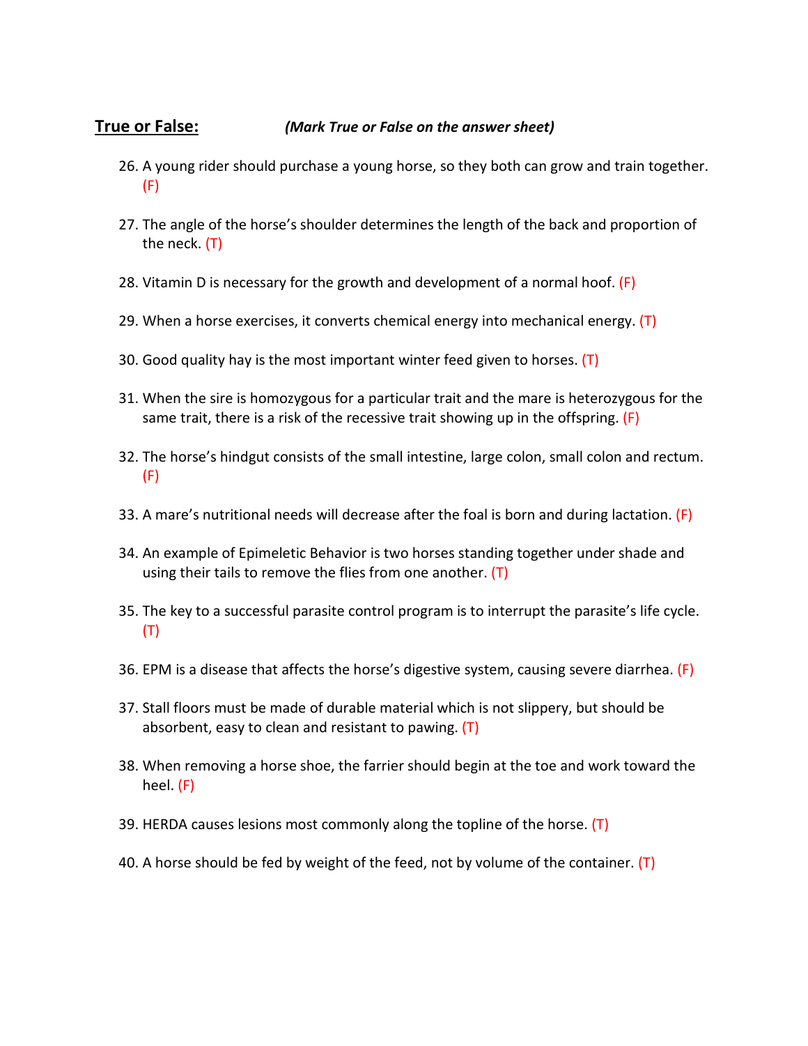**True or False:** ***(Mark True or False on the answer sheet)***

26. A young rider should purchase a young horse, so they both can grow and train together. (F)

27. The angle of the horse's shoulder determines the length of the back and proportion of the neck. (T)

28. Vitamin D is necessary for the growth and development of a normal hoof. (F)

29. When a horse exercises, it converts chemical energy into mechanical energy. (T)

30. Good quality hay is the most important winter feed given to horses. (T)

31. When the sire is homozygous for a particular trait and the mare is heterozygous for the same trait, there is a risk of the recessive trait showing up in the offspring. (F)

32. The horse's hindgut consists of the small intestine, large colon, small colon and rectum. (F)

33. A mare's nutritional needs will decrease after the foal is born and during lactation. (F)

34. An example of Epimeletic Behavior is two horses standing together under shade and using their tails to remove the flies from one another. (T)

35. The key to a successful parasite control program is to interrupt the parasite's life cycle. (T)

36. EPM is a disease that affects the horse's digestive system, causing severe diarrhea. (F)

37. Stall floors must be made of durable material which is not slippery, but should be absorbent, easy to clean and resistant to pawing. (T)

38. When removing a horse shoe, the farrier should begin at the toe and work toward the heel. (F)

39. HERDA causes lesions most commonly along the topline of the horse. (T)

40. A horse should be fed by weight of the feed, not by volume of the container. (T)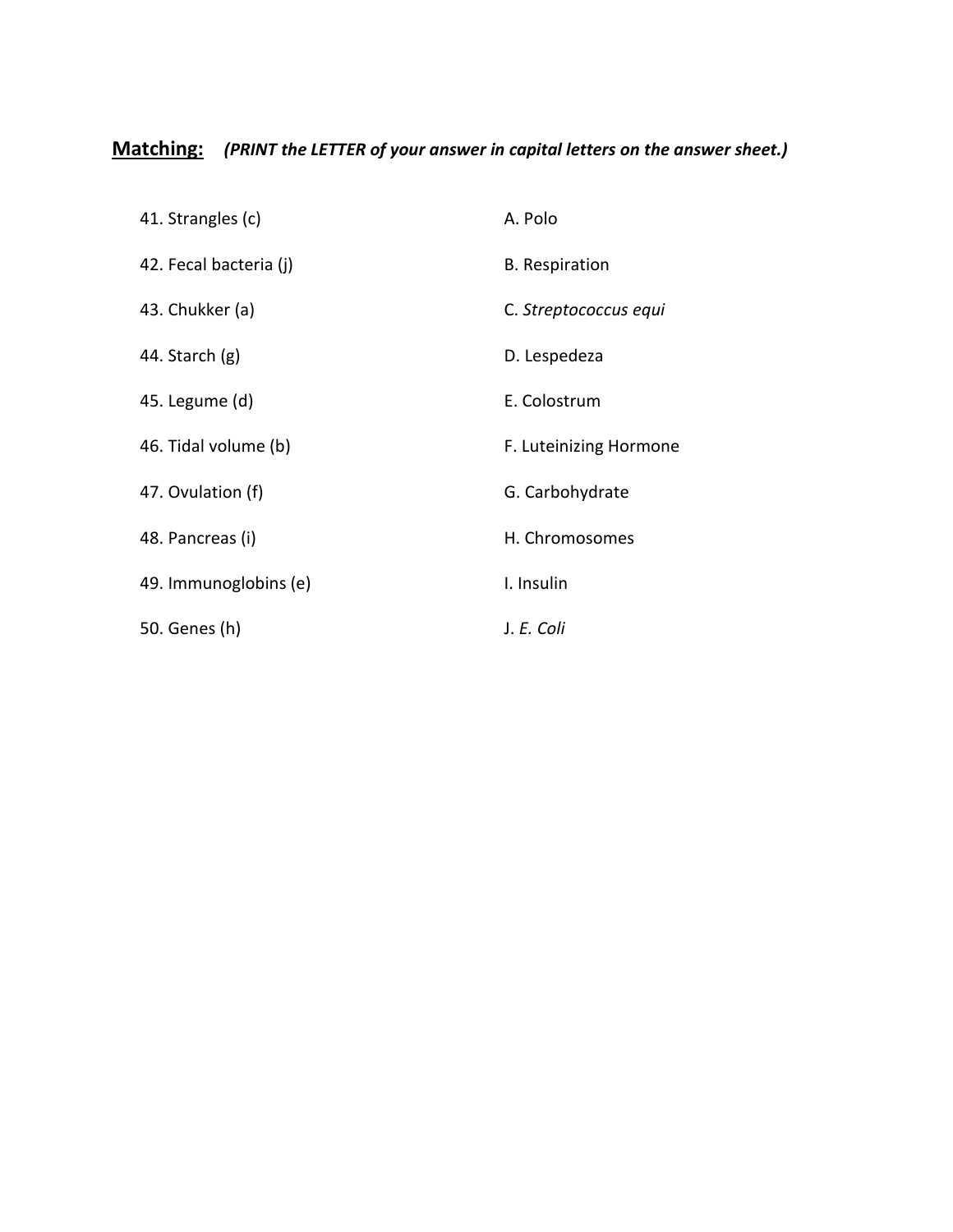**Matching:** ***(PRINT the LETTER of your answer in capital letters on the answer sheet.)***

| | |
|---|---|
| 41. Strangles (c) | A. Polo |
| 42. Fecal bacteria (j) | B. Respiration |
| 43. Chukker (a) | C. *Streptococcus equi* |
| 44. Starch (g) | D. Lespedeza |
| 45. Legume (d) | E. Colostrum |
| 46. Tidal volume (b) | F. Luteinizing Hormone |
| 47. Ovulation (f) | G. Carbohydrate |
| 48. Pancreas (i) | H. Chromosomes |
| 49. Immunoglobins (e) | I. Insulin |
| 50. Genes (h) | J. *E. Coli* |